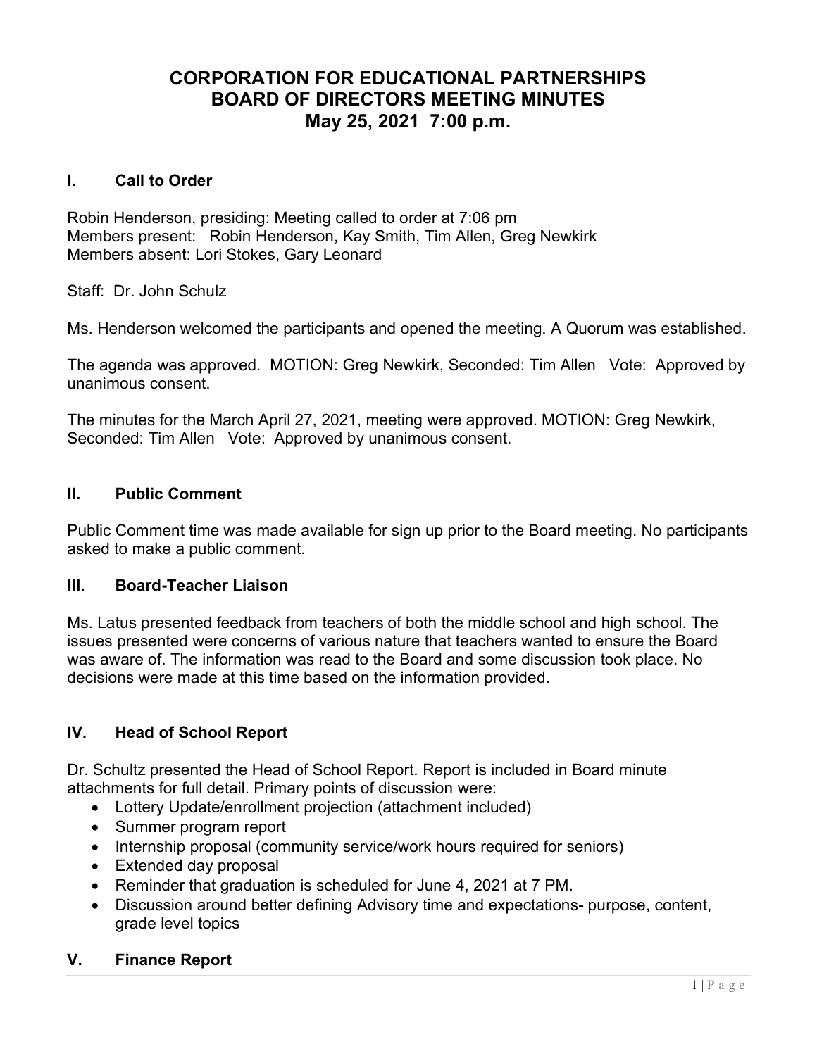# CORPORATION FOR EDUCATIONAL PARTNERSHIPS
# BOARD OF DIRECTORS MEETING MINUTES
# May 25, 2021 7:00 p.m.

## I. Call to Order

Robin Henderson, presiding: Meeting called to order at 7:06 pm
Members present: Robin Henderson, Kay Smith, Tim Allen, Greg Newkirk
Members absent: Lori Stokes, Gary Leonard

Staff: Dr. John Schulz

Ms. Henderson welcomed the participants and opened the meeting. A Quorum was established.

The agenda was approved. MOTION: Greg Newkirk, Seconded: Tim Allen Vote: Approved by unanimous consent.

The minutes for the March April 27, 2021, meeting were approved. MOTION: Greg Newkirk, Seconded: Tim Allen Vote: Approved by unanimous consent.

## II. Public Comment

Public Comment time was made available for sign up prior to the Board meeting. No participants asked to make a public comment.

## III. Board-Teacher Liaison

Ms. Latus presented feedback from teachers of both the middle school and high school. The issues presented were concerns of various nature that teachers wanted to ensure the Board was aware of. The information was read to the Board and some discussion took place. No decisions were made at this time based on the information provided.

## IV. Head of School Report

Dr. Schultz presented the Head of School Report. Report is included in Board minute attachments for full detail. Primary points of discussion were:

- Lottery Update/enrollment projection (attachment included)
- Summer program report
- Internship proposal (community service/work hours required for seniors)
- Extended day proposal
- Reminder that graduation is scheduled for June 4, 2021 at 7 PM.
- Discussion around better defining Advisory time and expectations- purpose, content, grade level topics

## V. Finance Report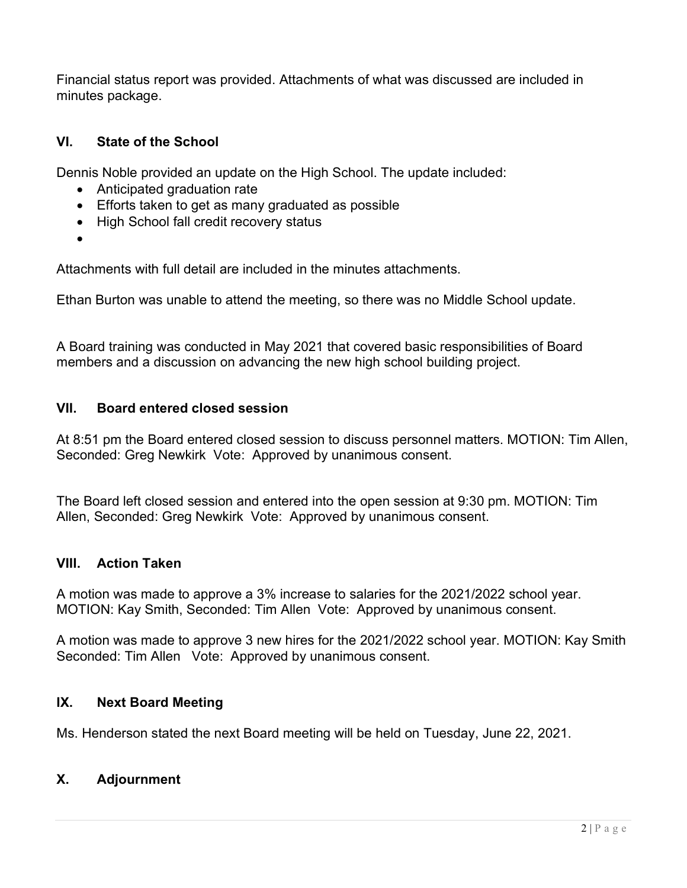Financial status report was provided. Attachments of what was discussed are included in minutes package.

## VI. State of the School

Dennis Noble provided an update on the High School. The update included:

- Anticipated graduation rate
- Efforts taken to get as many graduated as possible
- High School fall credit recovery status
-

Attachments with full detail are included in the minutes attachments.

Ethan Burton was unable to attend the meeting, so there was no Middle School update.

A Board training was conducted in May 2021 that covered basic responsibilities of Board members and a discussion on advancing the new high school building project.

## VII. Board entered closed session

At 8:51 pm the Board entered closed session to discuss personnel matters. MOTION: Tim Allen, Seconded: Greg Newkirk Vote: Approved by unanimous consent.

The Board left closed session and entered into the open session at 9:30 pm. MOTION: Tim Allen, Seconded: Greg Newkirk Vote: Approved by unanimous consent.

## VIII. Action Taken

A motion was made to approve a 3% increase to salaries for the 2021/2022 school year. MOTION: Kay Smith, Seconded: Tim Allen Vote: Approved by unanimous consent.

A motion was made to approve 3 new hires for the 2021/2022 school year. MOTION: Kay Smith Seconded: Tim Allen Vote: Approved by unanimous consent.

## IX. Next Board Meeting

Ms. Henderson stated the next Board meeting will be held on Tuesday, June 22, 2021.

## X. Adjournment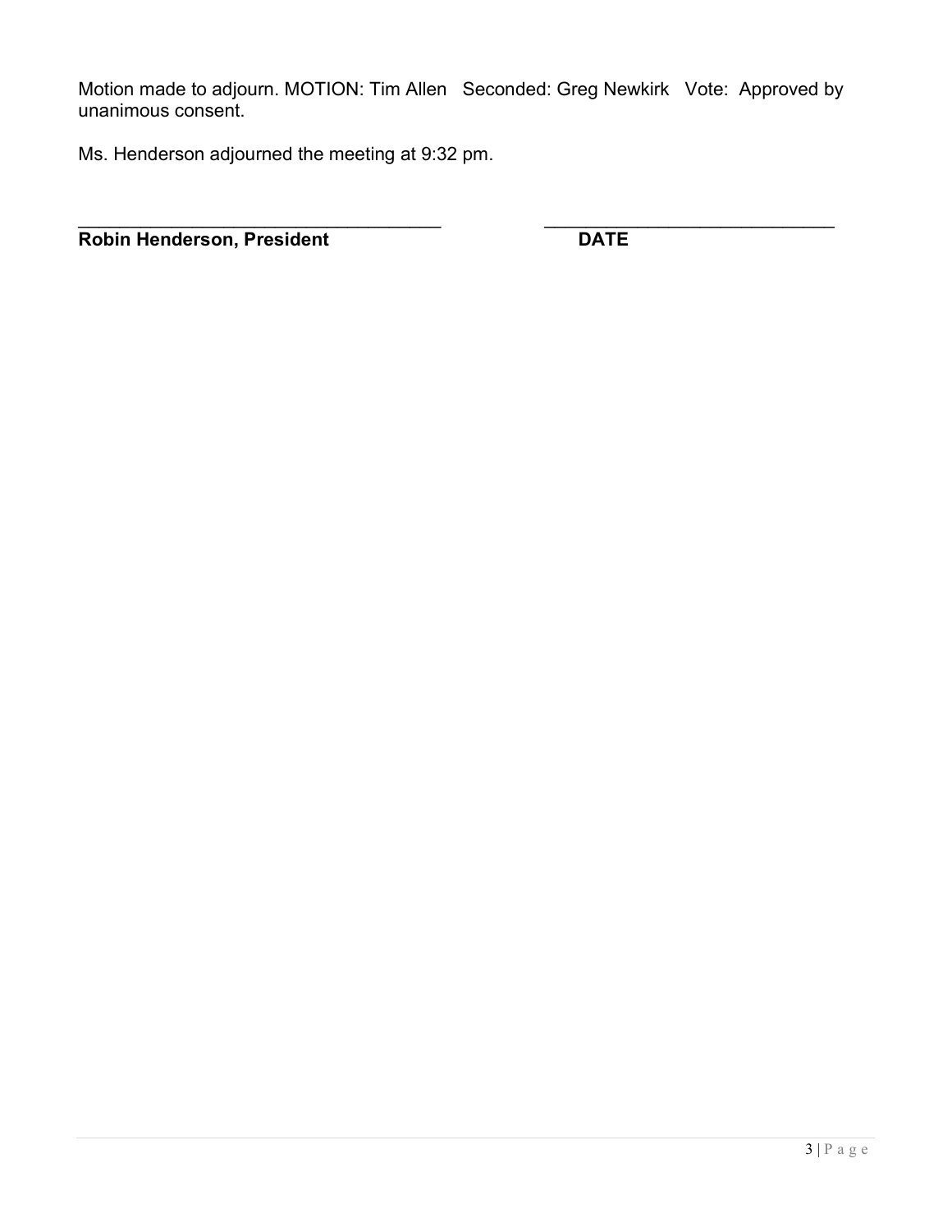Motion made to adjourn. MOTION: Tim Allen   Seconded: Greg Newkirk   Vote:  Approved by unanimous consent.

Ms. Henderson adjourned the meeting at 9:32 pm.

_____________________________________          ______________________________
**Robin Henderson, President**                              **DATE**